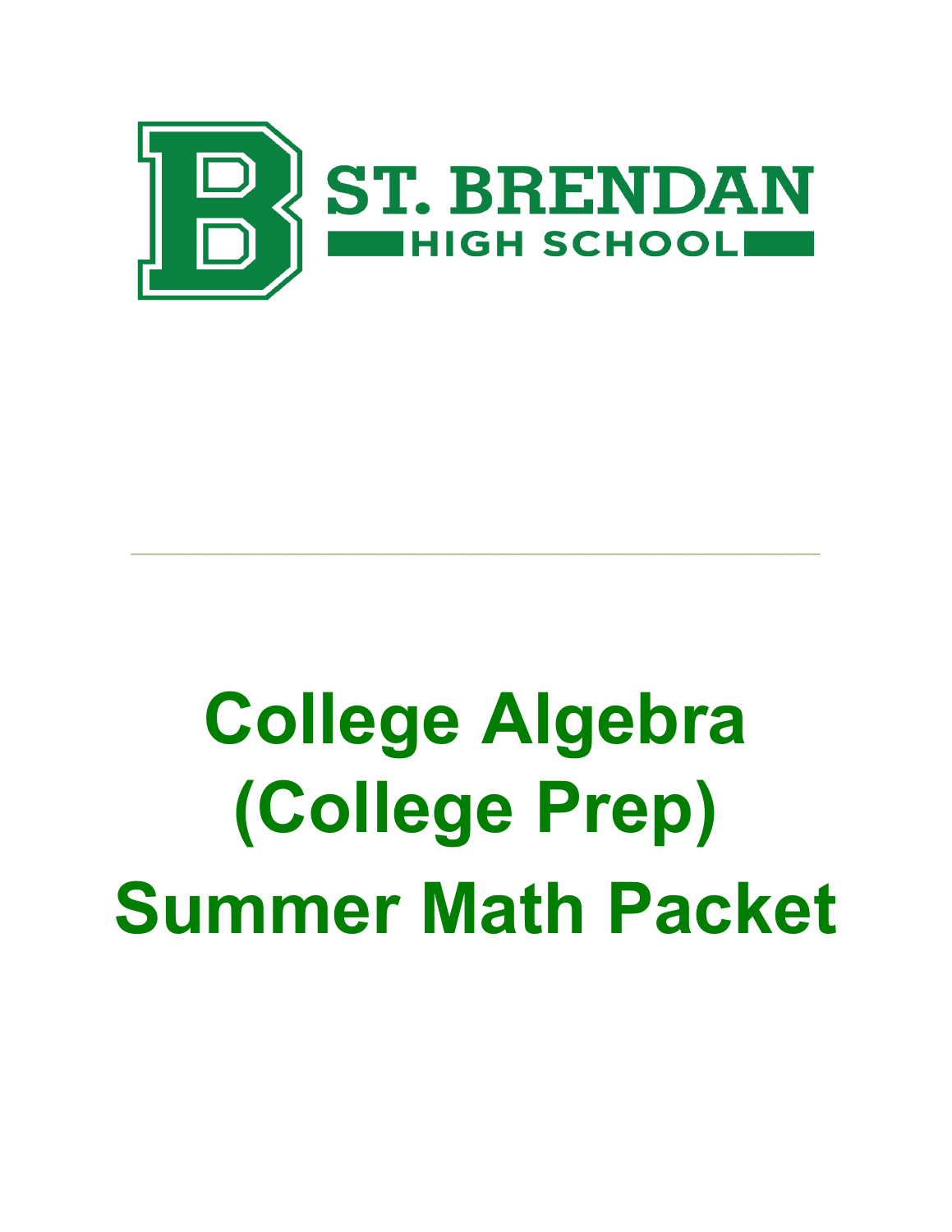ST. BRENDAN

HIGH SCHOOL

# College Algebra (College Prep) Summer Math Packet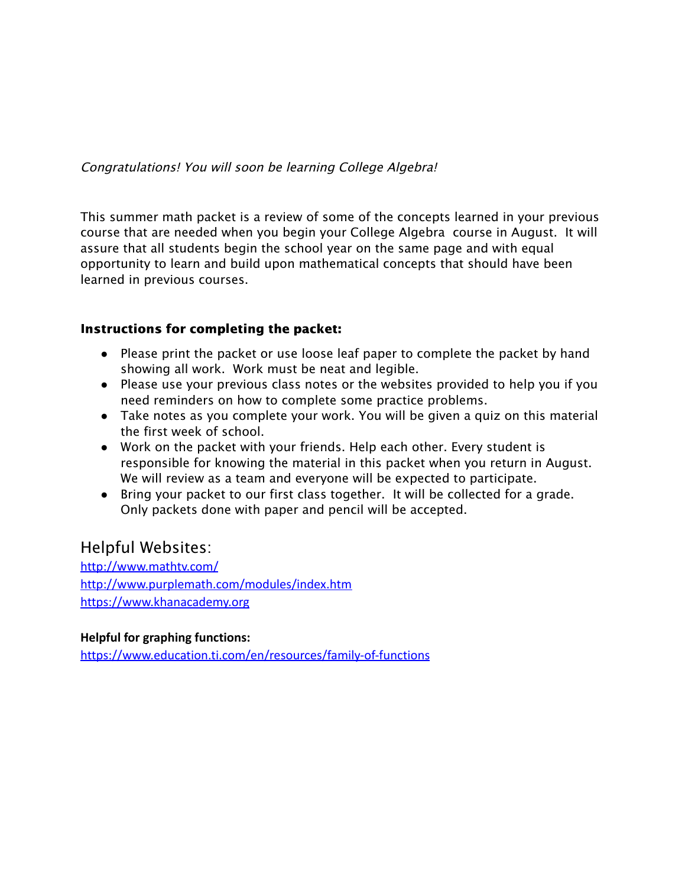*Congratulations! You will soon be learning College Algebra!*

This summer math packet is a review of some of the concepts learned in your previous course that are needed when you begin your College Algebra course in August. It will assure that all students begin the school year on the same page and with equal opportunity to learn and build upon mathematical concepts that should have been learned in previous courses.

**Instructions for completing the packet:**

- Please print the packet or use loose leaf paper to complete the packet by hand showing all work. Work must be neat and legible.
- Please use your previous class notes or the websites provided to help you if you need reminders on how to complete some practice problems.
- Take notes as you complete your work. You will be given a quiz on this material the first week of school.
- Work on the packet with your friends. Help each other. Every student is responsible for knowing the material in this packet when you return in August. We will review as a team and everyone will be expected to participate.
- Bring your packet to our first class together. It will be collected for a grade. Only packets done with paper and pencil will be accepted.

## Helpful Websites:

http://www.mathtv.com/
http://www.purplemath.com/modules/index.htm
https://www.khanacademy.org

**Helpful for graphing functions:**

https://www.education.ti.com/en/resources/family-of-functions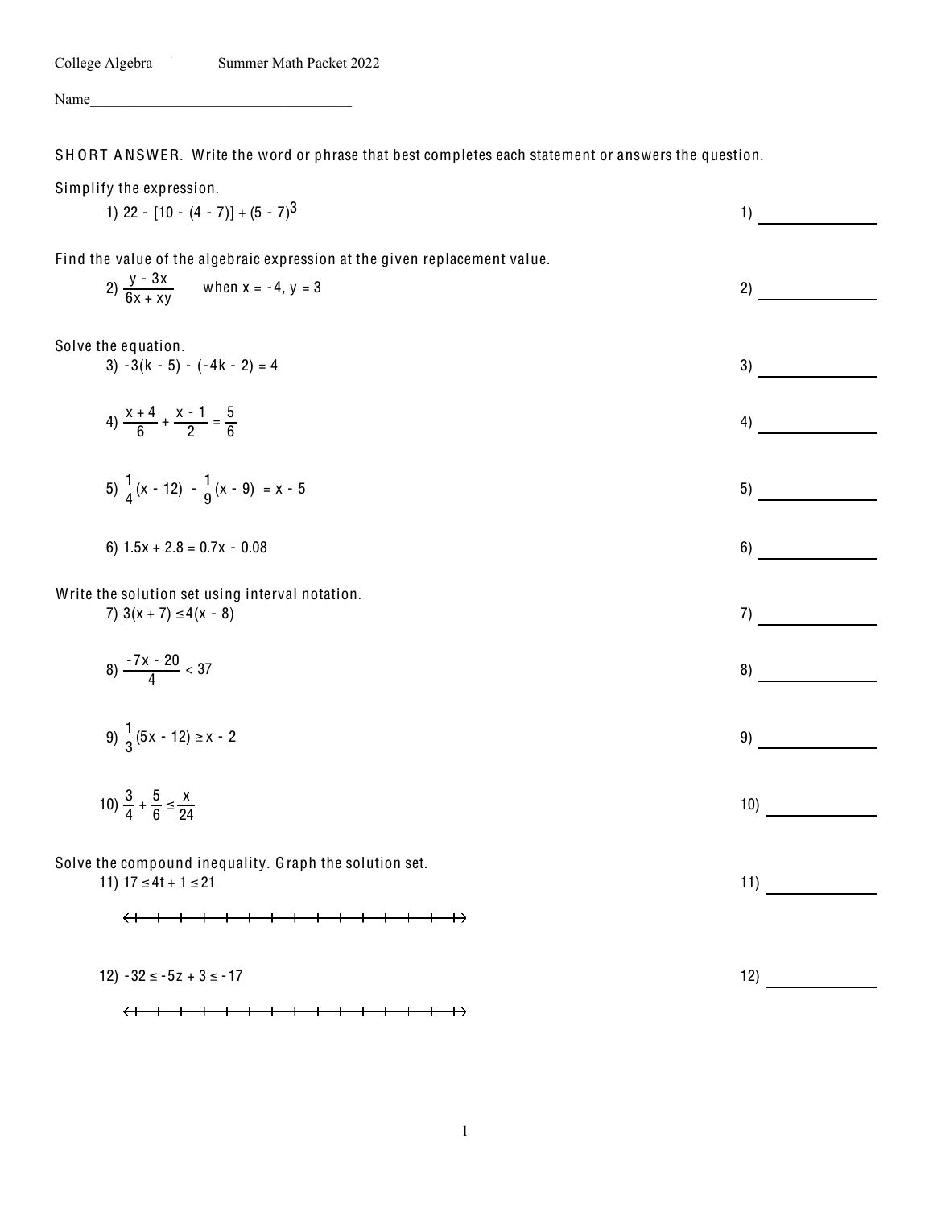College Algebra Summer Math Packet 2022

Name___________________________________

SHORT ANSWER. Write the word or phrase that best completes each statement or answers the question.

Simplify the expression.

1) $22 - [10 - (4 - 7)] + (5 - 7)^3$ 1) ____________

Find the value of the algebraic expression at the given replacement value.

2) $\dfrac{y - 3x}{6x + xy}$ when $x = -4$, $y = 3$ 2) ____________

Solve the equation.

3) $-3(k - 5) - (-4k - 2) = 4$ 3) ____________

4) $\dfrac{x + 4}{6} + \dfrac{x - 1}{2} = \dfrac{5}{6}$ 4) ____________

5) $\dfrac{1}{4}(x - 12) - \dfrac{1}{9}(x - 9) = x - 5$ 5) ____________

6) $1.5x + 2.8 = 0.7x - 0.08$ 6) ____________

Write the solution set using interval notation.

7) $3(x + 7) \leq 4(x - 8)$ 7) ____________

8) $\dfrac{-7x - 20}{4} < 37$ 8) ____________

9) $\dfrac{1}{3}(5x - 12) \geq x - 2$ 9) ____________

10) $\dfrac{3}{4} + \dfrac{5}{6} \leq \dfrac{x}{24}$ 10) ____________

Solve the compound inequality. Graph the solution set.

11) $17 \leq 4t + 1 \leq 21$ 11) ____________

12) $-32 \leq -5z + 3 \leq -17$ 12) ____________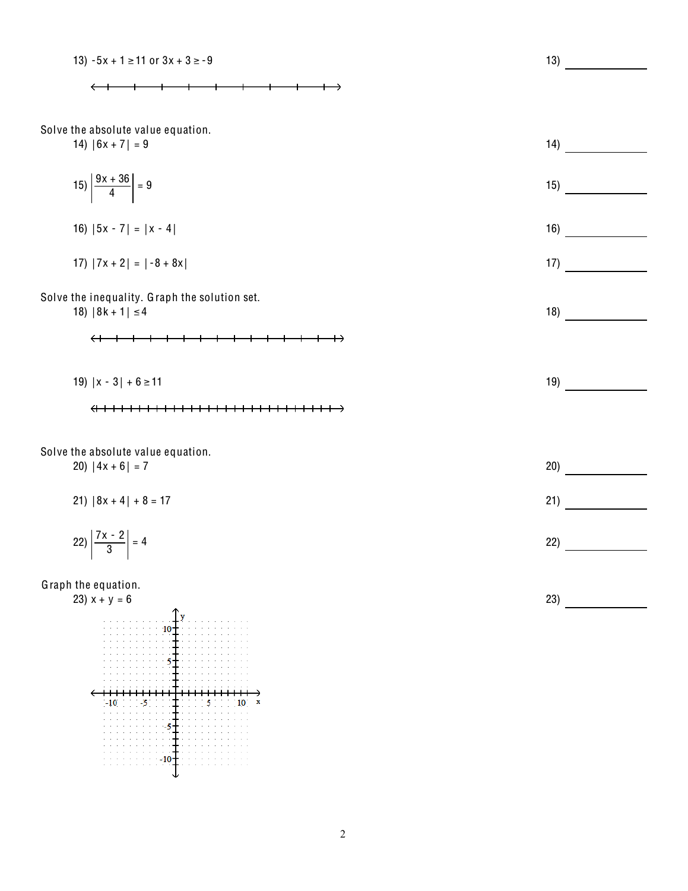13) $-5x + 1 \geq 11$ or $3x + 3 \geq -9$

13) ____________

Solve the absolute value equation.

14) $|6x + 7| = 9$

14) ____________

15) $\left|\dfrac{9x + 36}{4}\right| = 9$

15) ____________

16) $|5x - 7| = |x - 4|$

16) ____________

17) $|7x + 2| = |-8 + 8x|$

17) ____________

Solve the inequality. Graph the solution set.

18) $|8k + 1| \leq 4$

18) ____________

19) $|x - 3| + 6 \geq 11$

19) ____________

Solve the absolute value equation.

20) $|4x + 6| = 7$

20) ____________

21) $|8x + 4| + 8 = 17$

21) ____________

22) $\left|\dfrac{7x - 2}{3}\right| = 4$

22) ____________

Graph the equation.

23) $x + y = 6$

23) ____________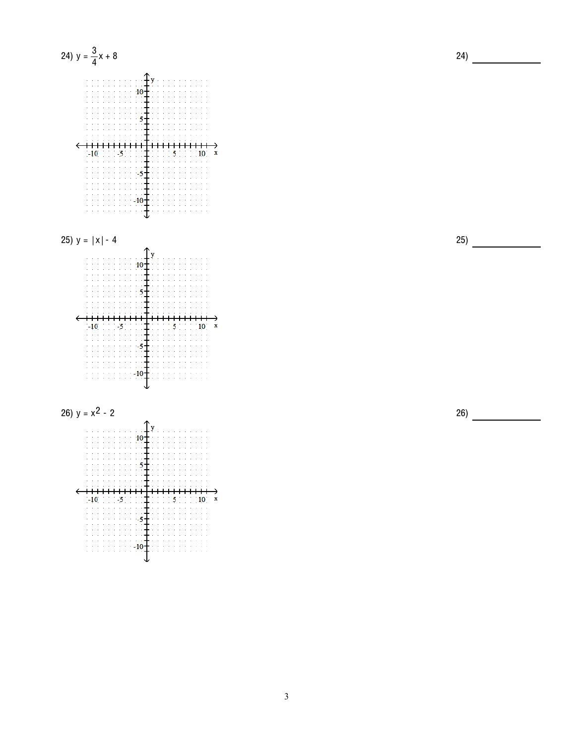24) $y = \frac{3}{4}x + 8$

24) ____________

25) $y = |x| - 4$

25) ____________

26) $y = x^2 - 2$

26) ____________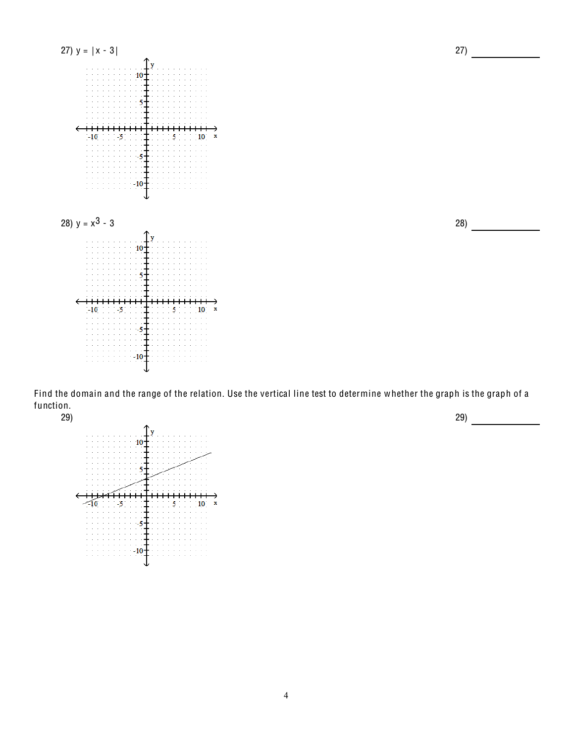27) $y = |x - 3|$

27) ______________

28) $y = x^3 - 3$

28) ______________

Find the domain and the range of the relation. Use the vertical line test to determine whether the graph is the graph of a function.

29)

29) ______________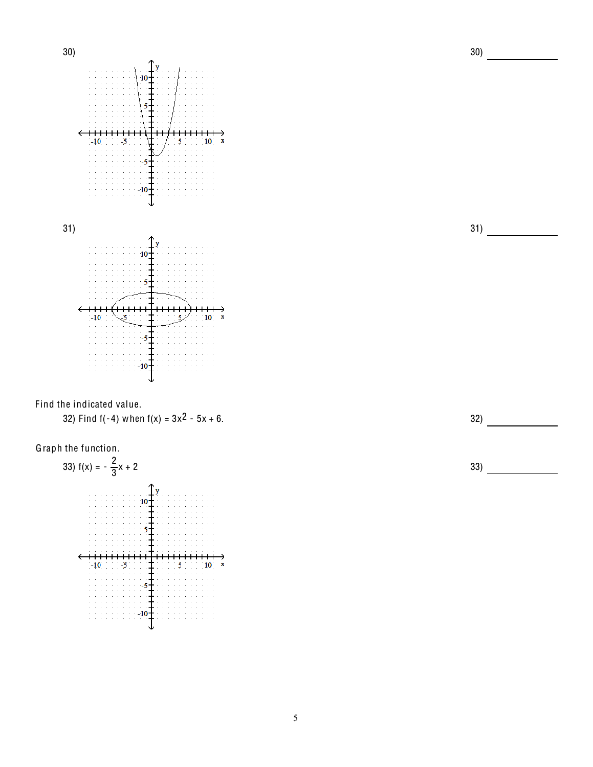30)

30) ____________

31)

31) ____________

Find the indicated value.

32) Find f(-4) when $f(x) = 3x^2 - 5x + 6$.

32) ____________

Graph the function.

33) $f(x) = -\frac{2}{3}x + 2$

33) ____________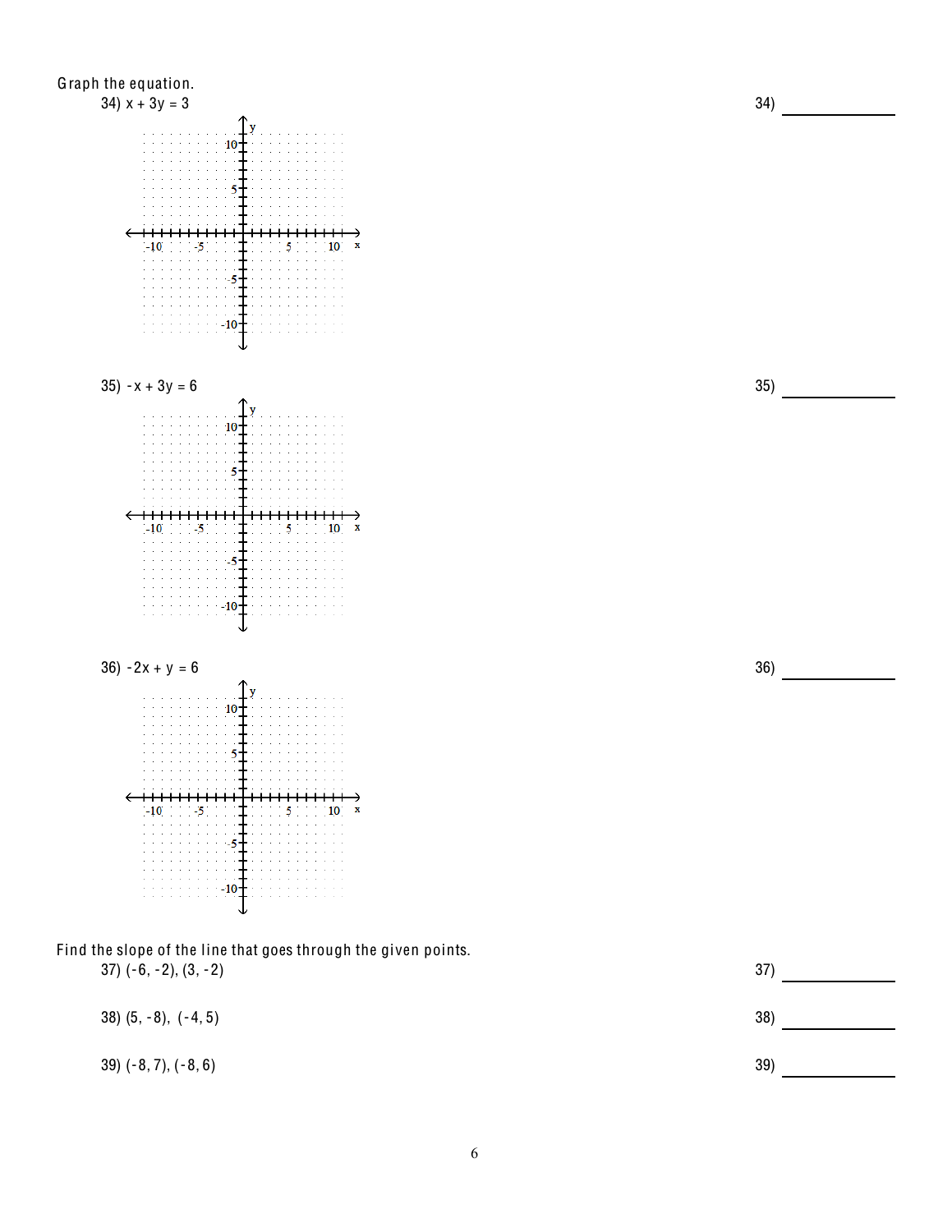Graph the equation.

34) $x + 3y = 3$

34) ____________

35) $-x + 3y = 6$

35) ____________

36) $-2x + y = 6$

36) ____________

Find the slope of the line that goes through the given points.

37) $(-6, -2), (3, -2)$

37) ____________

38) $(5, -8), (-4, 5)$

38) ____________

39) $(-8, 7), (-8, 6)$

39) ____________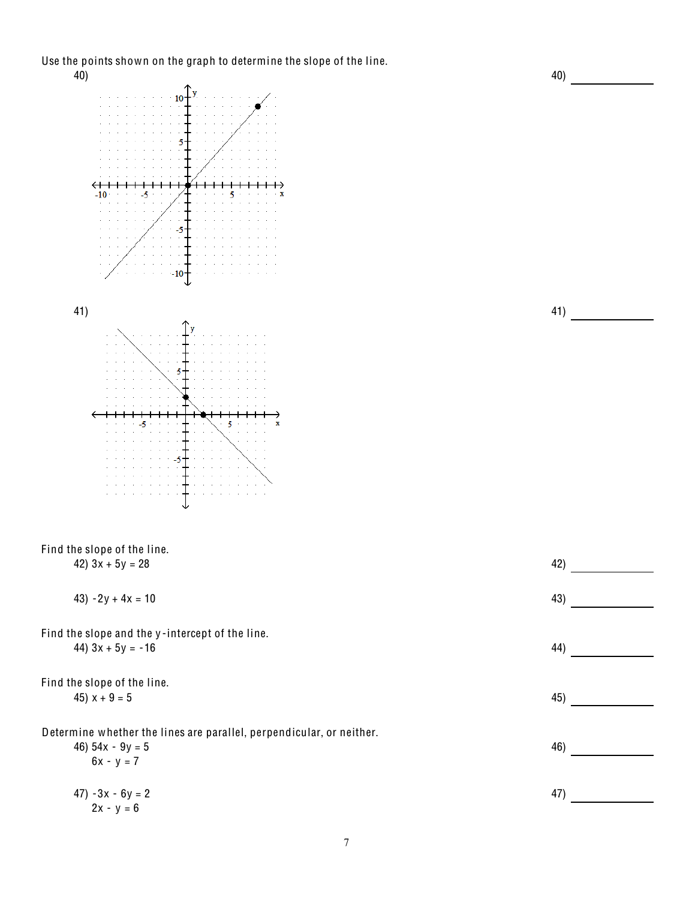Use the points shown on the graph to determine the slope of the line.

40) 40) ____________

41) 41) ____________

Find the slope of the line.

42) $3x + 5y = 28$ 42) ____________

43) $-2y + 4x = 10$ 43) ____________

Find the slope and the y-intercept of the line.

44) $3x + 5y = -16$ 44) ____________

Find the slope of the line.

45) $x + 9 = 5$ 45) ____________

Determine whether the lines are parallel, perpendicular, or neither.

46) $54x - 9y = 5$
$6x - y = 7$ 46) ____________

47) $-3x - 6y = 2$
$2x - y = 6$ 47) ____________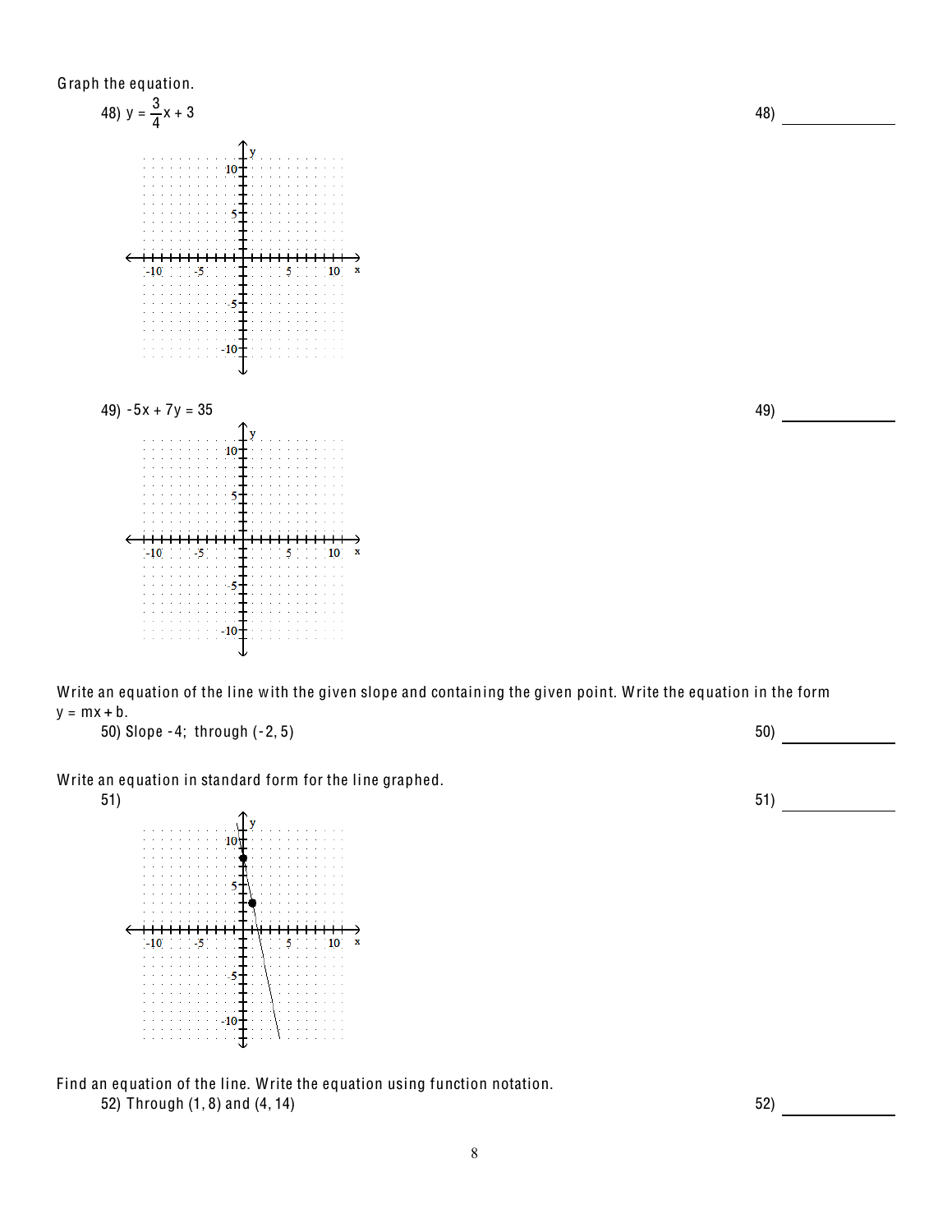Graph the equation.

48) $y = \frac{3}{4}x + 3$

48) \_\_\_\_\_\_\_\_\_\_\_\_

49) $-5x + 7y = 35$

49) \_\_\_\_\_\_\_\_\_\_\_\_

Write an equation of the line with the given slope and containing the given point. Write the equation in the form $y = mx + b$.

50) Slope -4; through (-2, 5)

50) \_\_\_\_\_\_\_\_\_\_\_\_

Write an equation in standard form for the line graphed.

51)

51) \_\_\_\_\_\_\_\_\_\_\_\_

Find an equation of the line. Write the equation using function notation.

52) Through (1, 8) and (4, 14)

52) \_\_\_\_\_\_\_\_\_\_\_\_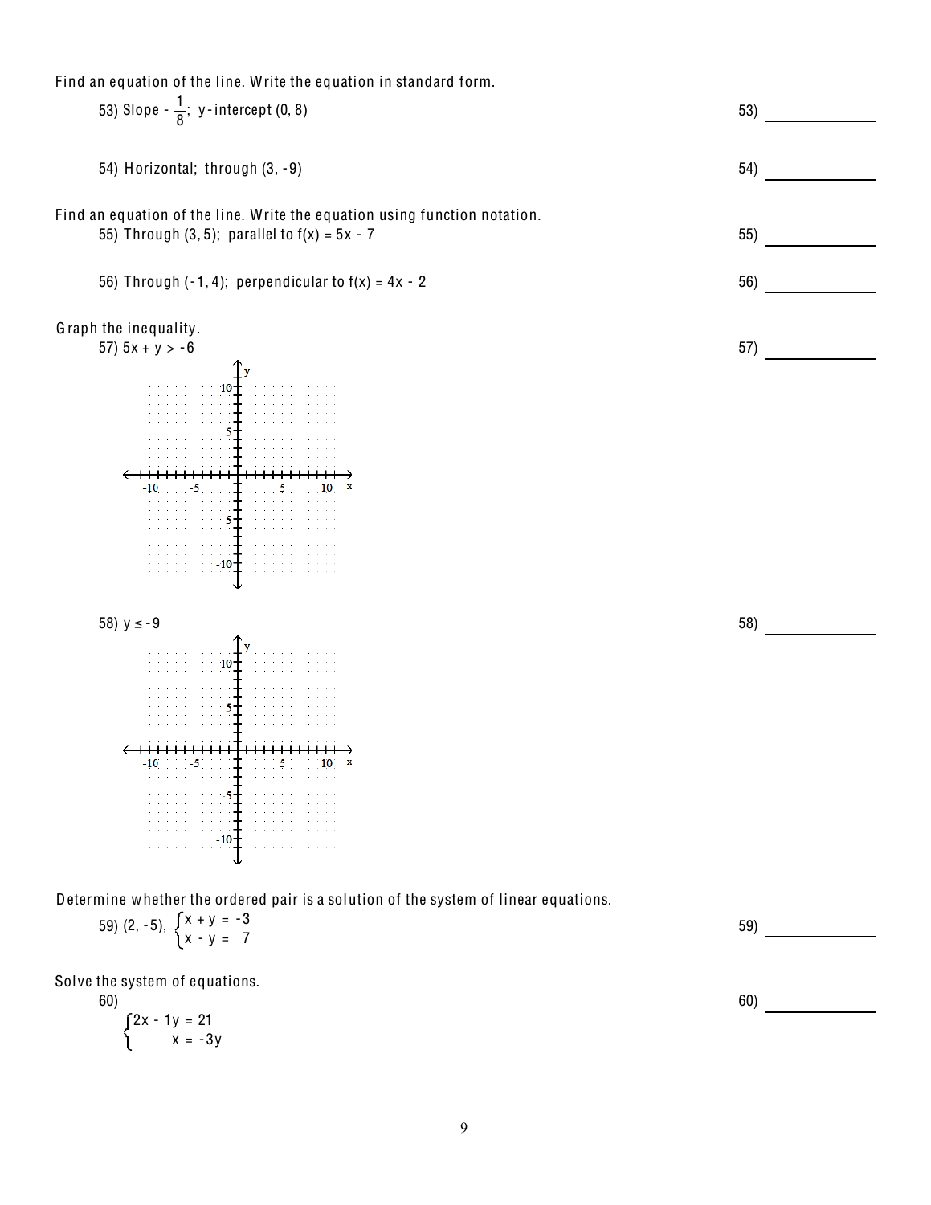Find an equation of the line. Write the equation in standard form.

53) Slope $-\frac{1}{8}$; y-intercept (0, 8) 53) ____________

54) Horizontal; through (3, -9) 54) ____________

Find an equation of the line. Write the equation using function notation.

55) Through (3, 5); parallel to $f(x) = 5x - 7$ 55) ____________

56) Through (-1, 4); perpendicular to $f(x) = 4x - 2$ 56) ____________

Graph the inequality.

57) $5x + y > -6$ 57) ____________

58) $y \leq -9$ 58) ____________

Determine whether the ordered pair is a solution of the system of linear equations.

59) (2, -5), $\begin{cases} x + y = -3 \\ x - y = 7 \end{cases}$ 59) ____________

Solve the system of equations.

60) 60) ____________

$$\begin{cases} 2x - 1y = 21 \\ x = -3y \end{cases}$$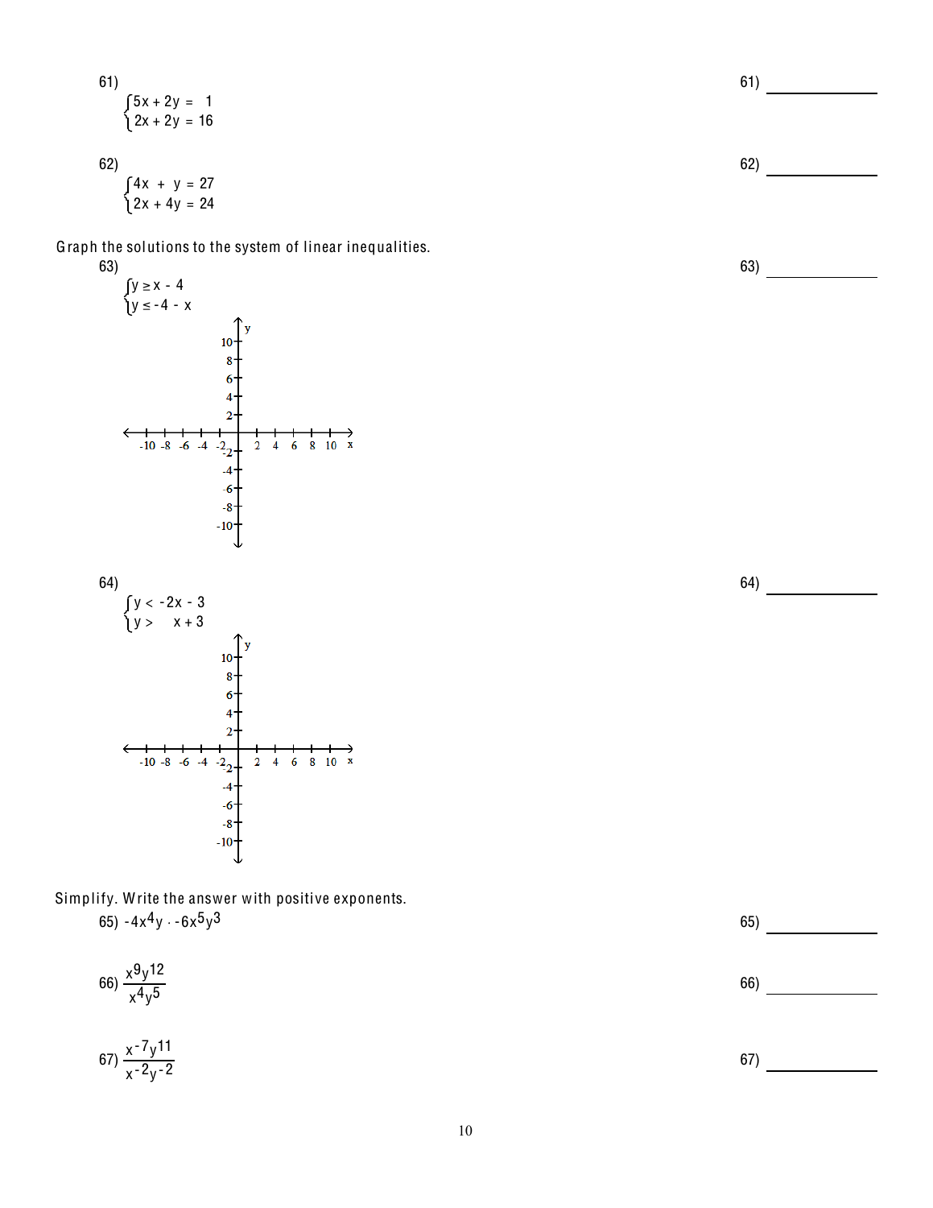61) $\begin{cases} 5x + 2y = 1 \\ 2x + 2y = 16 \end{cases}$

61) ____________

62) $\begin{cases} 4x + y = 27 \\ 2x + 4y = 24 \end{cases}$

62) ____________

Graph the solutions to the system of linear inequalities.

63) $\begin{cases} y \geq x - 4 \\ y \leq -4 - x \end{cases}$

63) ____________

64) $\begin{cases} y < -2x - 3 \\ y > x + 3 \end{cases}$

64) ____________

Simplify. Write the answer with positive exponents.

65) $-4x^4y \cdot -6x^5y^3$

65) ____________

66) $\dfrac{x^9y^{12}}{x^4y^5}$

66) ____________

67) $\dfrac{x^{-7}y^{11}}{x^{-2}y^{-2}}$

67) ____________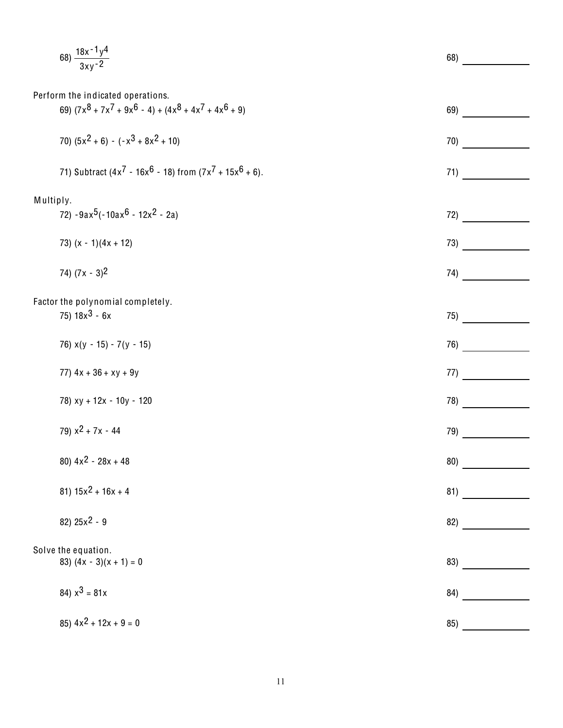68) $\dfrac{18x^{-1}y^4}{3xy^{-2}}$ 68) ____________

Perform the indicated operations.

69) $(7x^8 + 7x^7 + 9x^6 - 4) + (4x^8 + 4x^7 + 4x^6 + 9)$ 69) ____________

70) $(5x^2 + 6) - (-x^3 + 8x^2 + 10)$ 70) ____________

71) Subtract $(4x^7 - 16x^6 - 18)$ from $(7x^7 + 15x^6 + 6)$. 71) ____________

Multiply.

72) $-9ax^5(-10ax^6 - 12x^2 - 2a)$ 72) ____________

73) $(x - 1)(4x + 12)$ 73) ____________

74) $(7x - 3)^2$ 74) ____________

Factor the polynomial completely.

75) $18x^3 - 6x$ 75) ____________

76) $x(y - 15) - 7(y - 15)$ 76) ____________

77) $4x + 36 + xy + 9y$ 77) ____________

78) $xy + 12x - 10y - 120$ 78) ____________

79) $x^2 + 7x - 44$ 79) ____________

80) $4x^2 - 28x + 48$ 80) ____________

81) $15x^2 + 16x + 4$ 81) ____________

82) $25x^2 - 9$ 82) ____________

Solve the equation.

83) $(4x - 3)(x + 1) = 0$ 83) ____________

84) $x^3 = 81x$ 84) ____________

85) $4x^2 + 12x + 9 = 0$ 85) ____________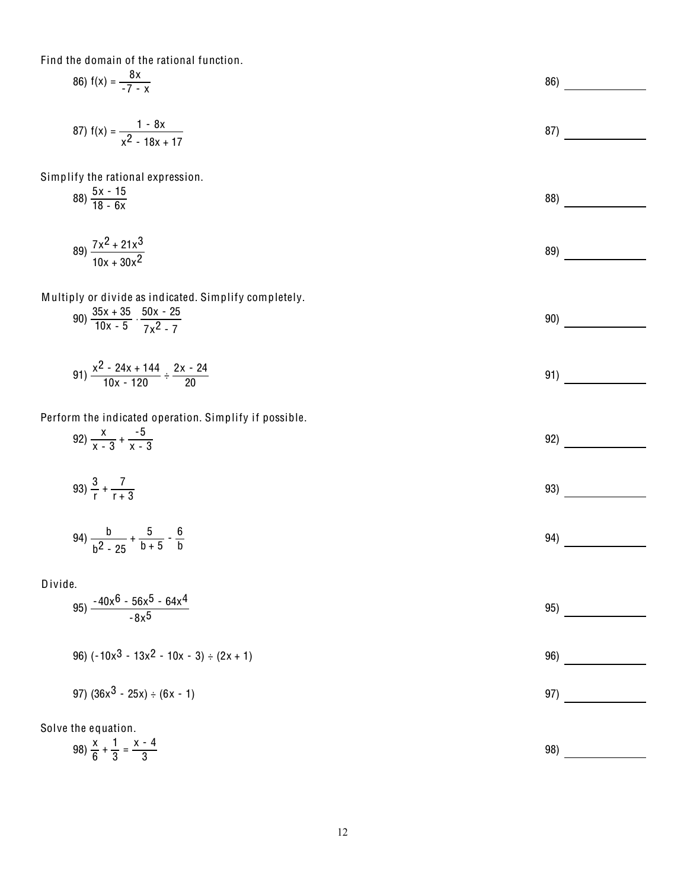Find the domain of the rational function.

86) $f(x) = \dfrac{8x}{-7 - x}$ 86) ____________

87) $f(x) = \dfrac{1 - 8x}{x^2 - 18x + 17}$ 87) ____________

Simplify the rational expression.

88) $\dfrac{5x - 15}{18 - 6x}$ 88) ____________

89) $\dfrac{7x^2 + 21x^3}{10x + 30x^2}$ 89) ____________

Multiply or divide as indicated. Simplify completely.

90) $\dfrac{35x + 35}{10x - 5} \cdot \dfrac{50x - 25}{7x^2 - 7}$ 90) ____________

91) $\dfrac{x^2 - 24x + 144}{10x - 120} \div \dfrac{2x - 24}{20}$ 91) ____________

Perform the indicated operation. Simplify if possible.

92) $\dfrac{x}{x - 3} + \dfrac{-5}{x - 3}$ 92) ____________

93) $\dfrac{3}{r} + \dfrac{7}{r + 3}$ 93) ____________

94) $\dfrac{b}{b^2 - 25} + \dfrac{5}{b + 5} - \dfrac{6}{b}$ 94) ____________

Divide.

95) $\dfrac{-40x^6 - 56x^5 - 64x^4}{-8x^5}$ 95) ____________

96) $(-10x^3 - 13x^2 - 10x - 3) \div (2x + 1)$ 96) ____________

97) $(36x^3 - 25x) \div (6x - 1)$ 97) ____________

Solve the equation.

98) $\dfrac{x}{6} + \dfrac{1}{3} = \dfrac{x - 4}{3}$ 98) ____________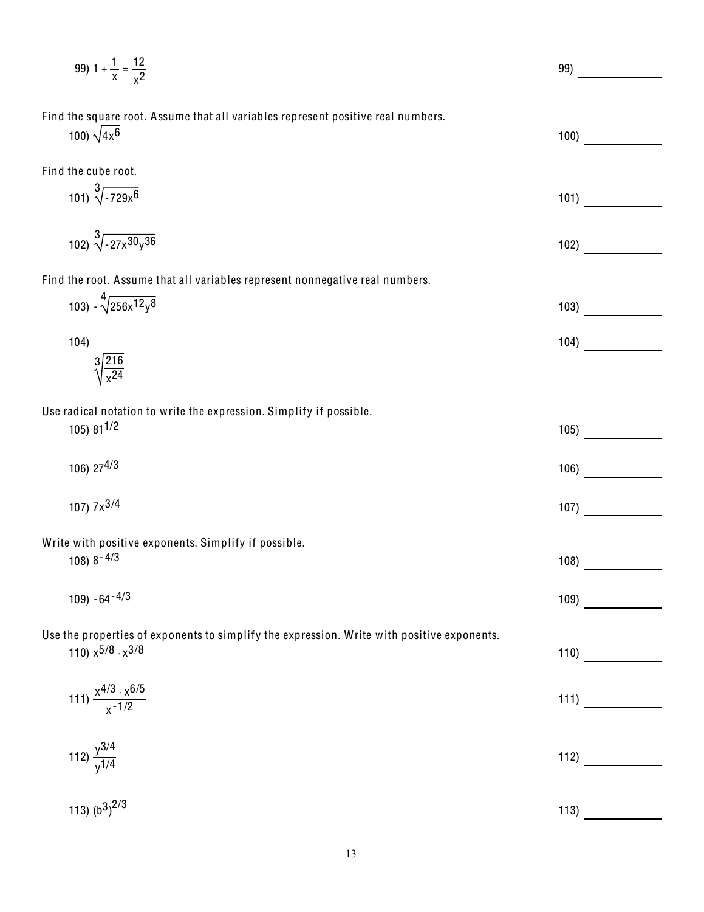99) $1 + \frac{1}{x} = \frac{12}{x^2}$ 99) ____________

Find the square root. Assume that all variables represent positive real numbers.

100) $\sqrt{4x^6}$ 100) ____________

Find the cube root.

101) $\sqrt[3]{-729x^6}$ 101) ____________

102) $\sqrt[3]{-27x^{30}y^{36}}$ 102) ____________

Find the root. Assume that all variables represent nonnegative real numbers.

103) $-\sqrt[4]{256x^{12}y^8}$ 103) ____________

104) $\sqrt[3]{\frac{216}{x^{24}}}$ 104) ____________

Use radical notation to write the expression. Simplify if possible.

105) $81^{1/2}$ 105) ____________

106) $27^{4/3}$ 106) ____________

107) $7x^{3/4}$ 107) ____________

Write with positive exponents. Simplify if possible.

108) $8^{-4/3}$ 108) ____________

109) $-64^{-4/3}$ 109) ____________

Use the properties of exponents to simplify the expression. Write with positive exponents.

110) $x^{5/8} \cdot x^{3/8}$ 110) ____________

111) $\frac{x^{4/3} \cdot x^{6/5}}{x^{-1/2}}$ 111) ____________

112) $\frac{y^{3/4}}{y^{1/4}}$ 112) ____________

113) $(b^3)^{2/3}$ 113) ____________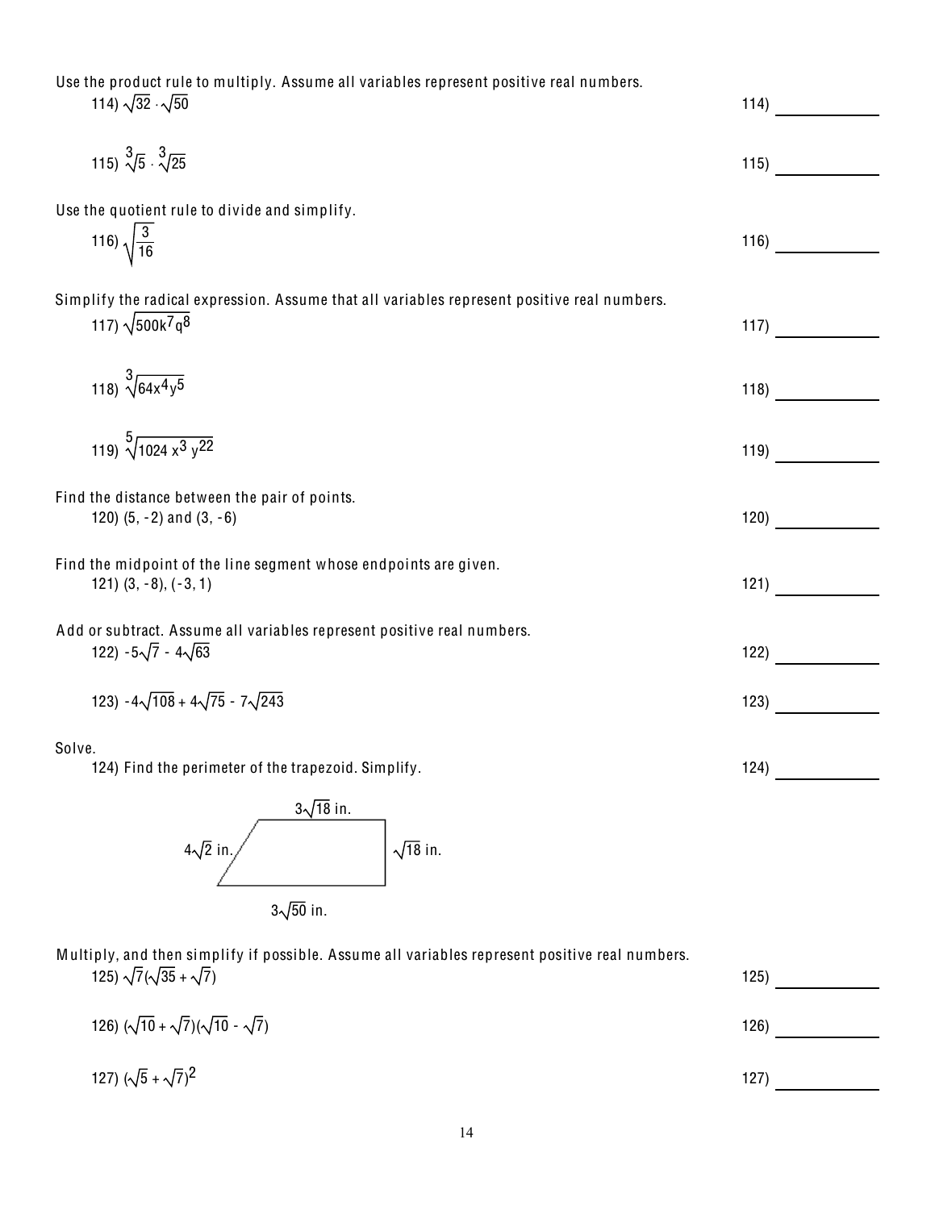Use the product rule to multiply. Assume all variables represent positive real numbers.

114) $\sqrt{32} \cdot \sqrt{50}$ 114) ____________

115) $\sqrt[3]{5} \cdot \sqrt[3]{25}$ 115) ____________

Use the quotient rule to divide and simplify.

116) $\sqrt{\dfrac{3}{16}}$ 116) ____________

Simplify the radical expression. Assume that all variables represent positive real numbers.

117) $\sqrt{500k^7q^8}$ 117) ____________

118) $\sqrt[3]{64x^4y^5}$ 118) ____________

119) $\sqrt[5]{1024\, x^3\, y^{22}}$ 119) ____________

Find the distance between the pair of points.

120) (5, -2) and (3, -6) 120) ____________

Find the midpoint of the line segment whose endpoints are given.

121) (3, -8), (-3, 1) 121) ____________

Add or subtract. Assume all variables represent positive real numbers.

122) $-5\sqrt{7} - 4\sqrt{63}$ 122) ____________

123) $-4\sqrt{108} + 4\sqrt{75} - 7\sqrt{243}$ 123) ____________

Solve.

124) Find the perimeter of the trapezoid. Simplify. 124) ____________

Top: $3\sqrt{18}$ in. Left: $4\sqrt{2}$ in. Right: $\sqrt{18}$ in. Bottom: $3\sqrt{50}$ in.

Multiply, and then simplify if possible. Assume all variables represent positive real numbers.

125) $\sqrt{7}(\sqrt{35} + \sqrt{7})$ 125) ____________

126) $(\sqrt{10} + \sqrt{7})(\sqrt{10} - \sqrt{7})$ 126) ____________

127) $(\sqrt{5} + \sqrt{7})^2$ 127) ____________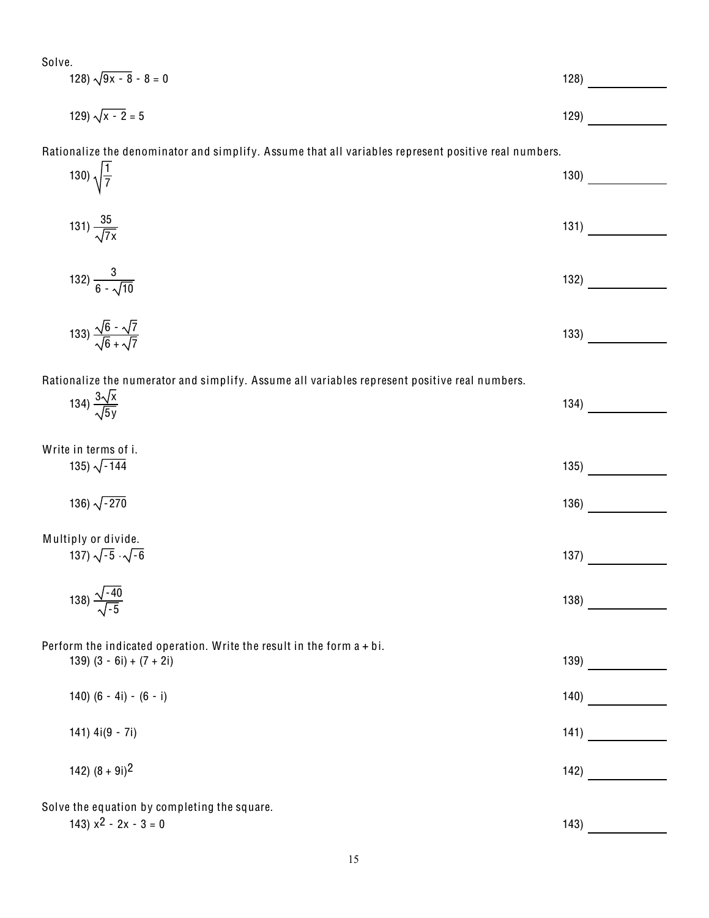Solve.

128) $\sqrt{9x - 8} - 8 = 0$ 128) ____________

129) $\sqrt{x - 2} = 5$ 129) ____________

Rationalize the denominator and simplify. Assume that all variables represent positive real numbers.

130) $\sqrt{\frac{1}{7}}$ 130) ____________

131) $\frac{35}{\sqrt{7x}}$ 131) ____________

132) $\frac{3}{6 - \sqrt{10}}$ 132) ____________

133) $\frac{\sqrt{6} - \sqrt{7}}{\sqrt{6} + \sqrt{7}}$ 133) ____________

Rationalize the numerator and simplify. Assume all variables represent positive real numbers.

134) $\frac{3\sqrt{x}}{\sqrt{5y}}$ 134) ____________

Write in terms of i.

135) $\sqrt{-144}$ 135) ____________

136) $\sqrt{-270}$ 136) ____________

Multiply or divide.

137) $\sqrt{-5} \cdot \sqrt{-6}$ 137) ____________

138) $\frac{\sqrt{-40}}{\sqrt{-5}}$ 138) ____________

Perform the indicated operation. Write the result in the form a + bi.

139) $(3 - 6i) + (7 + 2i)$ 139) ____________

140) $(6 - 4i) - (6 - i)$ 140) ____________

141) $4i(9 - 7i)$ 141) ____________

142) $(8 + 9i)^2$ 142) ____________

Solve the equation by completing the square.

143) $x^2 - 2x - 3 = 0$ 143) ____________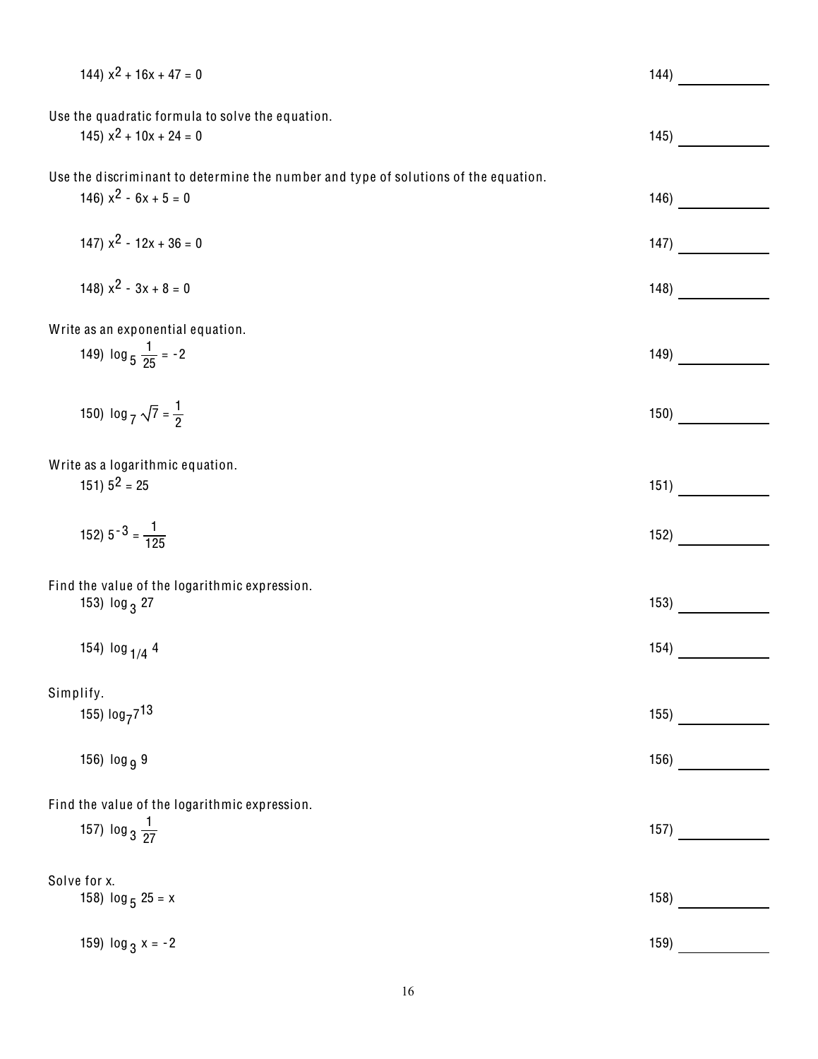144) $x^2 + 16x + 47 = 0$ 144) ____________

Use the quadratic formula to solve the equation.

145) $x^2 + 10x + 24 = 0$ 145) ____________

Use the discriminant to determine the number and type of solutions of the equation.

146) $x^2 - 6x + 5 = 0$ 146) ____________

147) $x^2 - 12x + 36 = 0$ 147) ____________

148) $x^2 - 3x + 8 = 0$ 148) ____________

Write as an exponential equation.

149) $\log_5 \frac{1}{25} = -2$ 149) ____________

150) $\log_7 \sqrt{7} = \frac{1}{2}$ 150) ____________

Write as a logarithmic equation.

151) $5^2 = 25$ 151) ____________

152) $5^{-3} = \frac{1}{125}$ 152) ____________

Find the value of the logarithmic expression.

153) $\log_3 27$ 153) ____________

154) $\log_{1/4} 4$ 154) ____________

Simplify.

155) $\log_7 7^{13}$ 155) ____________

156) $\log_9 9$ 156) ____________

Find the value of the logarithmic expression.

157) $\log_3 \frac{1}{27}$ 157) ____________

Solve for x.

158) $\log_5 25 = x$ 158) ____________

159) $\log_3 x = -2$ 159) ____________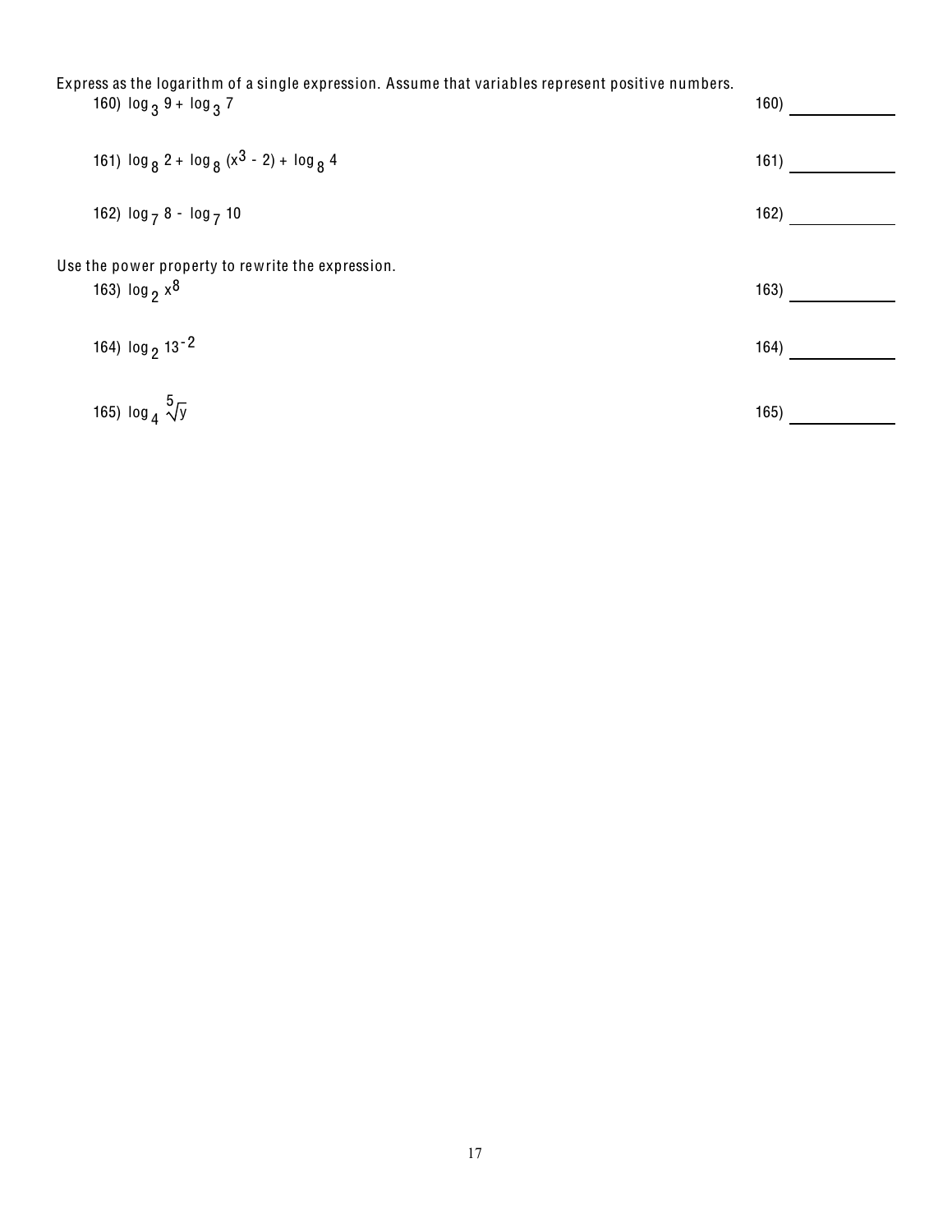Express as the logarithm of a single expression. Assume that variables represent positive numbers.

160) $\log_3 9 + \log_3 7$ 160) ____________

161) $\log_8 2 + \log_8 (x^3 - 2) + \log_8 4$ 161) ____________

162) $\log_7 8 - \log_7 10$ 162) ____________

Use the power property to rewrite the expression.

163) $\log_2 x^8$ 163) ____________

164) $\log_2 13^{-2}$ 164) ____________

165) $\log_4 \sqrt[5]{y}$ 165) ____________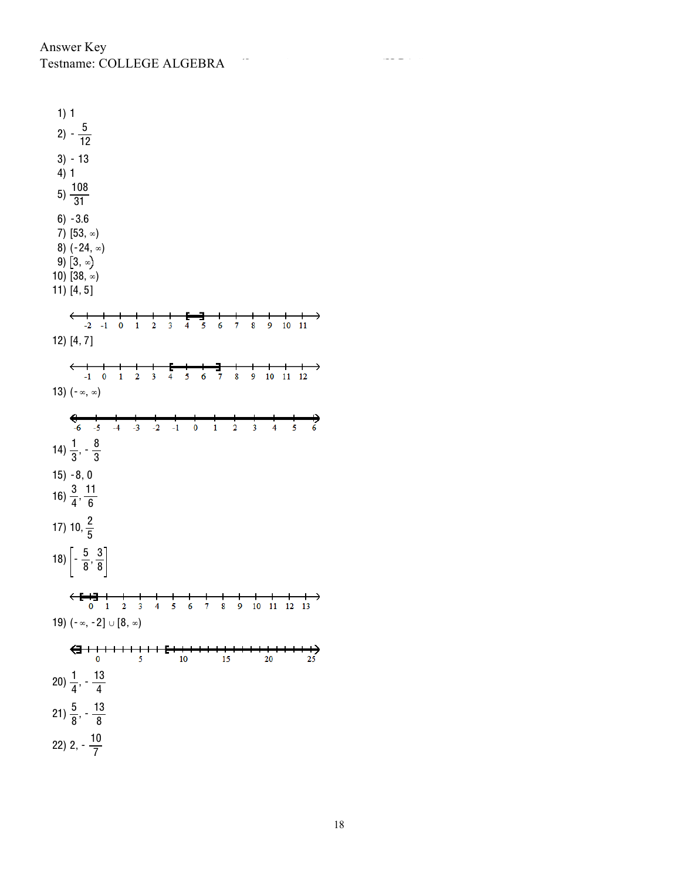Answer Key
Testname: COLLEGE ALGEBRA

1) 1
2) $-\frac{5}{12}$
3) $-13$
4) 1
5) $\frac{108}{31}$
6) $-3.6$
7) $[53, \infty)$
8) $(-24, \infty)$
9) $[3, \infty)$
10) $[38, \infty)$
11) $[4, 5]$
12) $[4, 7]$
13) $(-\infty, \infty)$
14) $\frac{1}{3}, -\frac{8}{3}$
15) $-8, 0$
16) $\frac{3}{4}, \frac{11}{6}$
17) $10, \frac{2}{5}$
18) $\left[-\frac{5}{8}, \frac{3}{8}\right]$
19) $(-\infty, -2] \cup [8, \infty)$
20) $\frac{1}{4}, -\frac{13}{4}$
21) $\frac{5}{8}, -\frac{13}{8}$
22) $2, -\frac{10}{7}$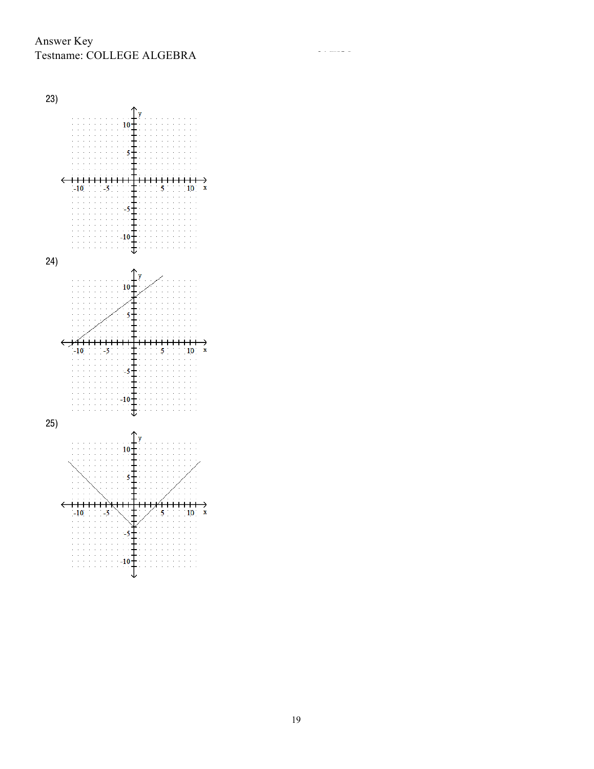Answer Key
Testname: COLLEGE ALGEBRA

23)

24)

25)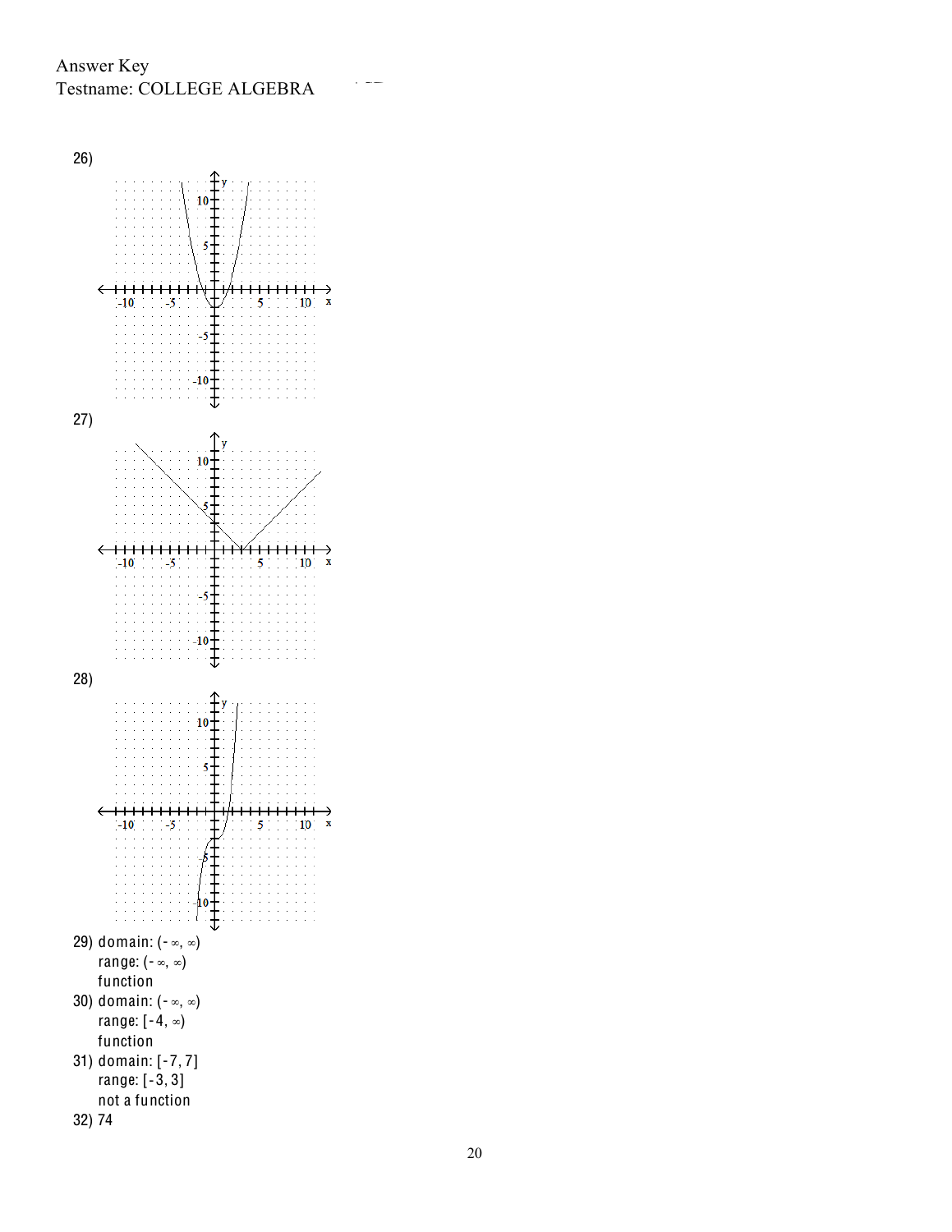Answer Key
Testname: COLLEGE ALGEBRA

26)

27)

28)

29) domain: $(-\infty, \infty)$
range: $(-\infty, \infty)$
function

30) domain: $(-\infty, \infty)$
range: $[-4, \infty)$
function

31) domain: $[-7, 7]$
range: $[-3, 3]$
not a function

32) 74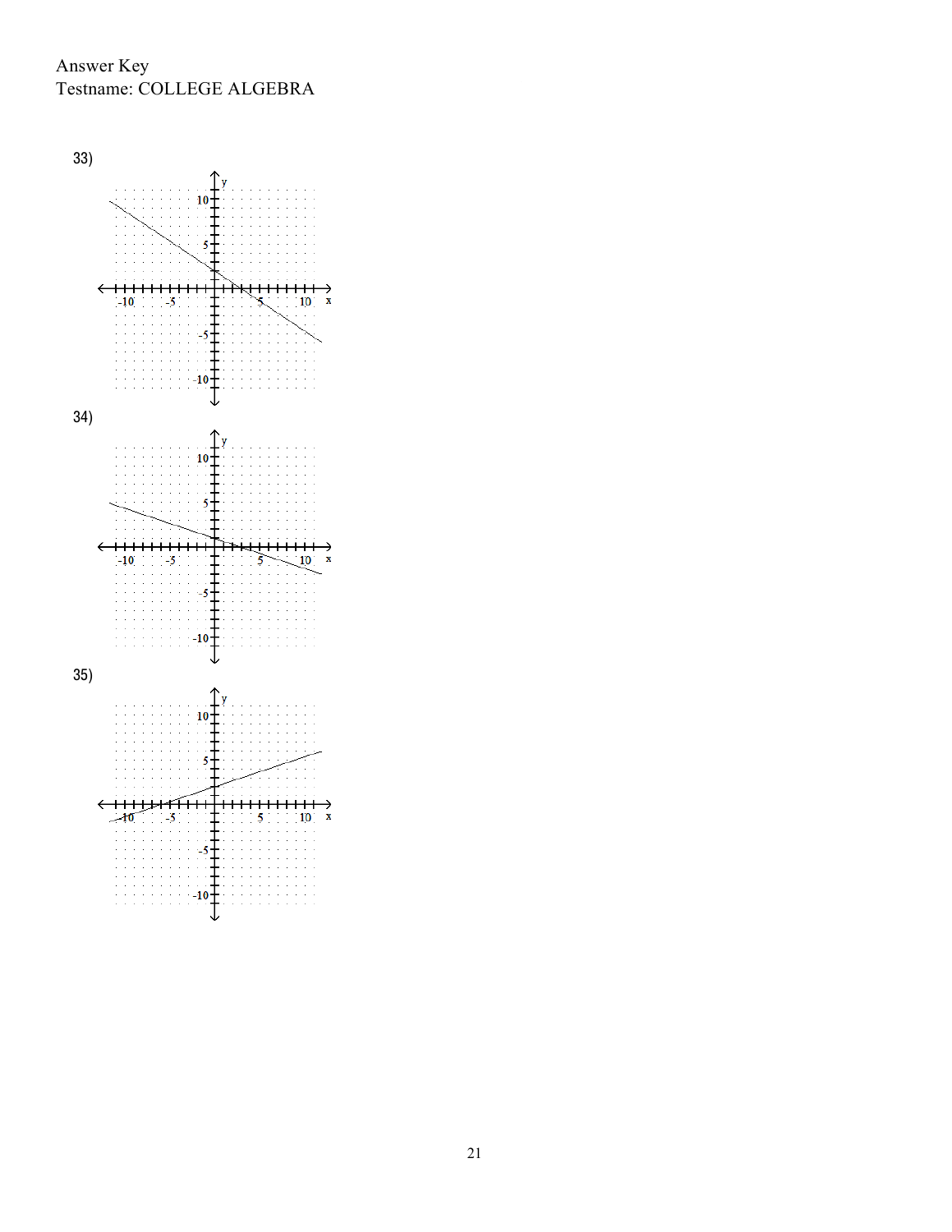Answer Key
Testname: COLLEGE ALGEBRA

33)

34)

35)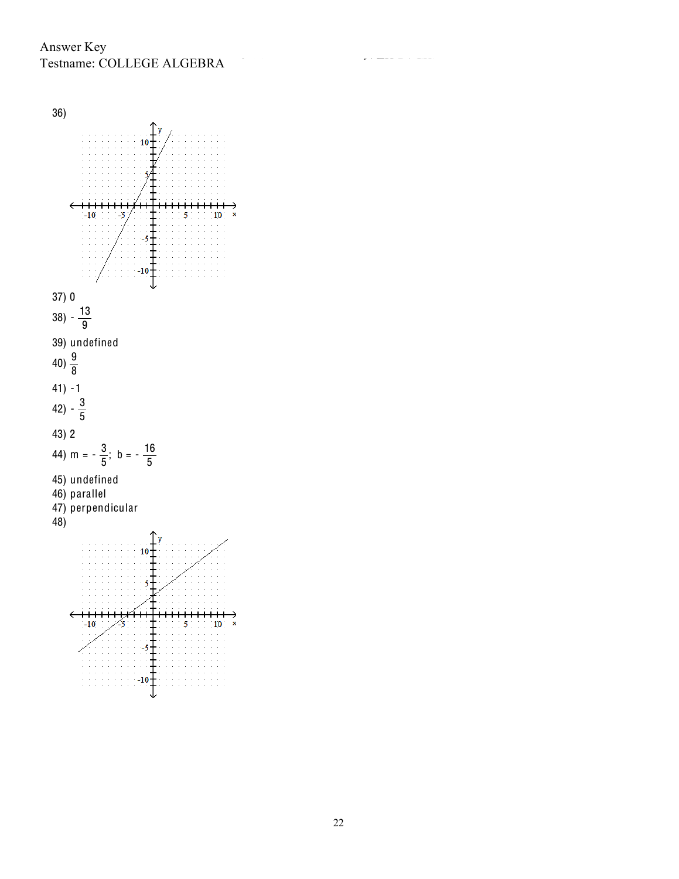Answer Key
Testname: COLLEGE ALGEBRA

36)

37) 0

38) $-\frac{13}{9}$

39) undefined

40) $\frac{9}{8}$

41) -1

42) $-\frac{3}{5}$

43) 2

44) $m = -\frac{3}{5}$; $b = -\frac{16}{5}$

45) undefined

46) parallel

47) perpendicular

48)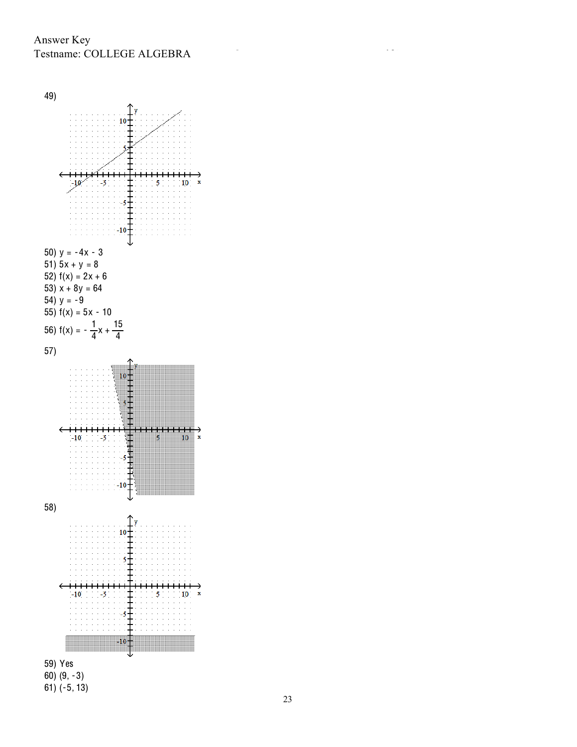Answer Key
Testname: COLLEGE ALGEBRA

49)

50) $y = -4x - 3$

51) $5x + y = 8$

52) $f(x) = 2x + 6$

53) $x + 8y = 64$

54) $y = -9$

55) $f(x) = 5x - 10$

56) $f(x) = -\frac{1}{4}x + \frac{15}{4}$

57)

58)

59) Yes

60) $(9, -3)$

61) $(-5, 13)$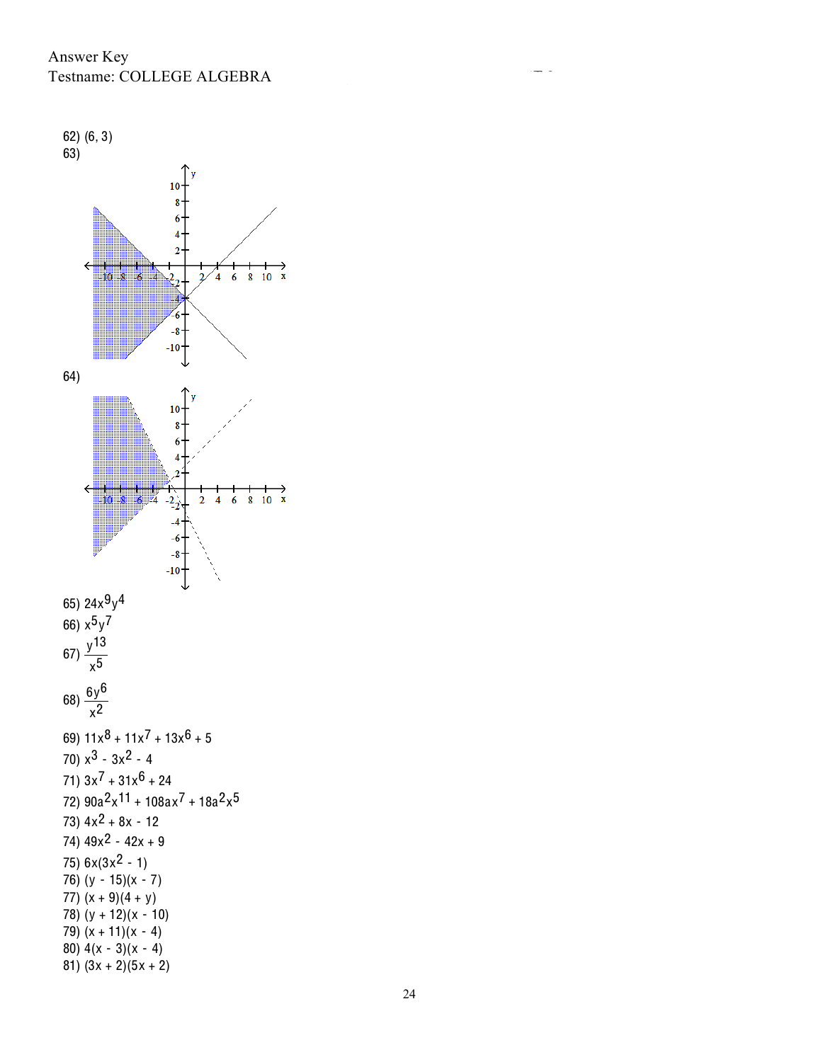Answer Key
Testname: COLLEGE ALGEBRA

62) (6, 3)

63)

64)

65) $24x^9y^4$

66) $x^5y^7$

67) $\dfrac{y^{13}}{x^5}$

68) $\dfrac{6y^6}{x^2}$

69) $11x^8 + 11x^7 + 13x^6 + 5$

70) $x^3 - 3x^2 - 4$

71) $3x^7 + 31x^6 + 24$

72) $90a^2x^{11} + 108ax^7 + 18a^2x^5$

73) $4x^2 + 8x - 12$

74) $49x^2 - 42x + 9$

75) $6x(3x^2 - 1)$

76) $(y - 15)(x - 7)$

77) $(x + 9)(4 + y)$

78) $(y + 12)(x - 10)$

79) $(x + 11)(x - 4)$

80) $4(x - 3)(x - 4)$

81) $(3x + 2)(5x + 2)$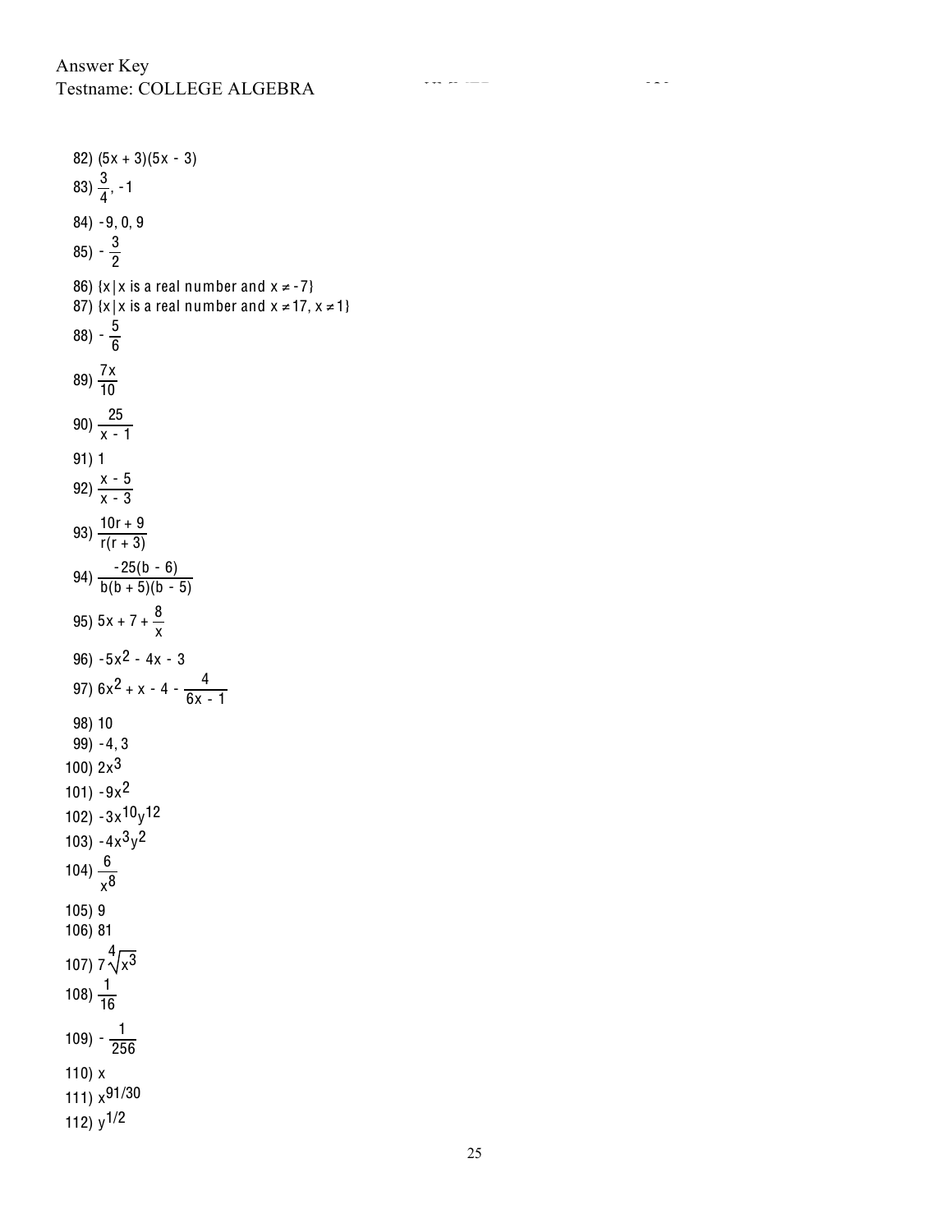Answer Key
Testname: COLLEGE ALGEBRA

82) $(5x + 3)(5x - 3)$

83) $\frac{3}{4}, -1$

84) $-9, 0, 9$

85) $-\frac{3}{2}$

86) $\{x \mid x \text{ is a real number and } x \neq -7\}$

87) $\{x \mid x \text{ is a real number and } x \neq 17, x \neq 1\}$

88) $-\frac{5}{6}$

89) $\frac{7x}{10}$

90) $\frac{25}{x - 1}$

91) 1

92) $\frac{x - 5}{x - 3}$

93) $\frac{10r + 9}{r(r + 3)}$

94) $\frac{-25(b - 6)}{b(b + 5)(b - 5)}$

95) $5x + 7 + \frac{8}{x}$

96) $-5x^2 - 4x - 3$

97) $6x^2 + x - 4 - \frac{4}{6x - 1}$

98) 10

99) $-4, 3$

100) $2x^3$

101) $-9x^2$

102) $-3x^{10}y^{12}$

103) $-4x^3y^2$

104) $\frac{6}{x^8}$

105) 9

106) 81

107) $7\sqrt[4]{x^3}$

108) $\frac{1}{16}$

109) $-\frac{1}{256}$

110) $x$

111) $x^{91/30}$

112) $y^{1/2}$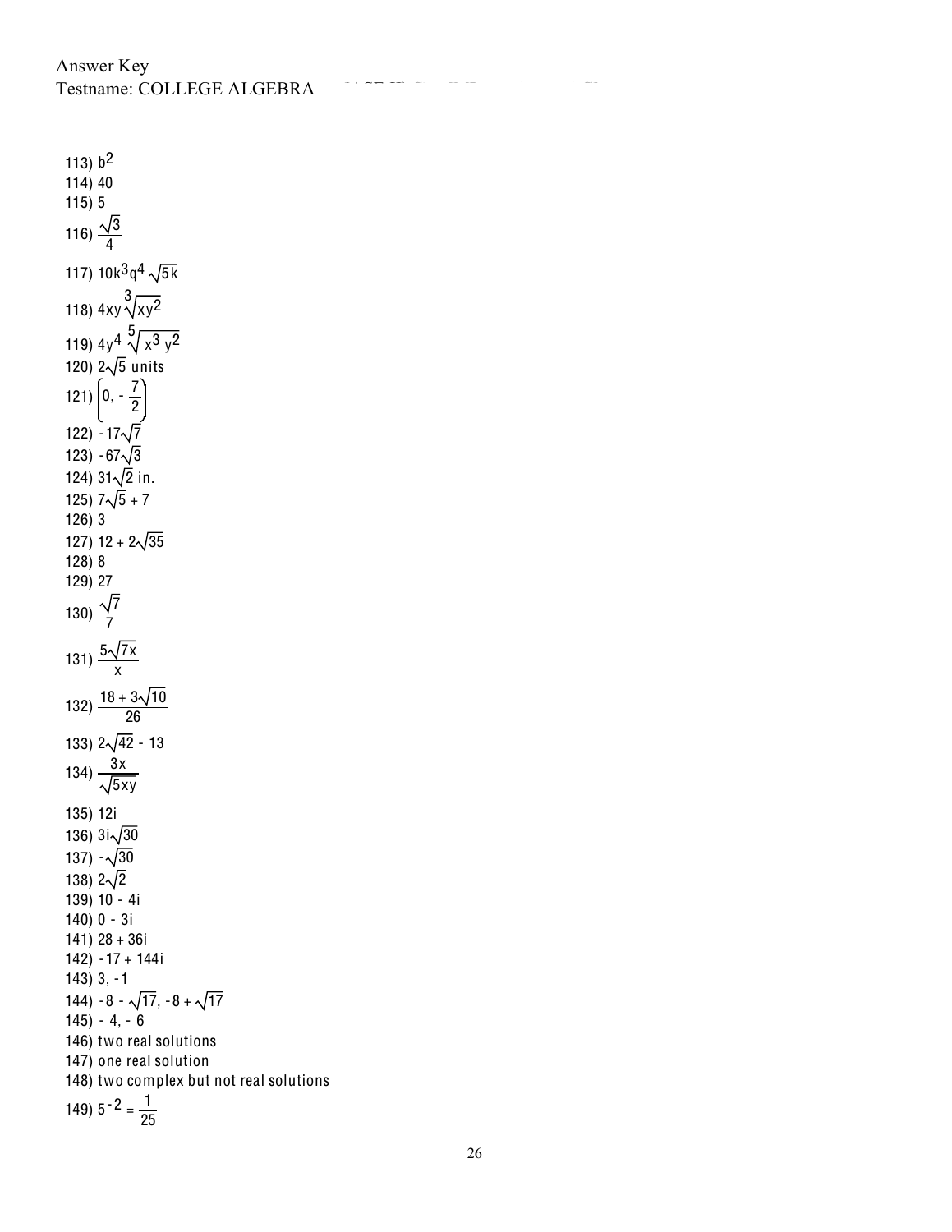Answer Key
Testname: COLLEGE ALGEBRA

113) $b^2$
114) 40
115) 5
116) $\frac{\sqrt{3}}{4}$
117) $10k^3q^4\sqrt{5k}$
118) $4xy\sqrt[3]{xy^2}$
119) $4y^4\sqrt[5]{x^3y^2}$
120) $2\sqrt{5}$ units
121) $\left(0, -\frac{7}{2}\right)$
122) $-17\sqrt{7}$
123) $-67\sqrt{3}$
124) $31\sqrt{2}$ in.
125) $7\sqrt{5} + 7$
126) 3
127) $12 + 2\sqrt{35}$
128) 8
129) 27
130) $\frac{\sqrt{7}}{7}$
131) $\frac{5\sqrt{7x}}{x}$
132) $\frac{18 + 3\sqrt{10}}{26}$
133) $2\sqrt{42} - 13$
134) $\frac{3x}{\sqrt{5xy}}$
135) $12i$
136) $3i\sqrt{30}$
137) $-\sqrt{30}$
138) $2\sqrt{2}$
139) $10 - 4i$
140) $0 - 3i$
141) $28 + 36i$
142) $-17 + 144i$
143) 3, -1
144) $-8 - \sqrt{17}, -8 + \sqrt{17}$
145) - 4, - 6
146) two real solutions
147) one real solution
148) two complex but not real solutions
149) $5^{-2} = \frac{1}{25}$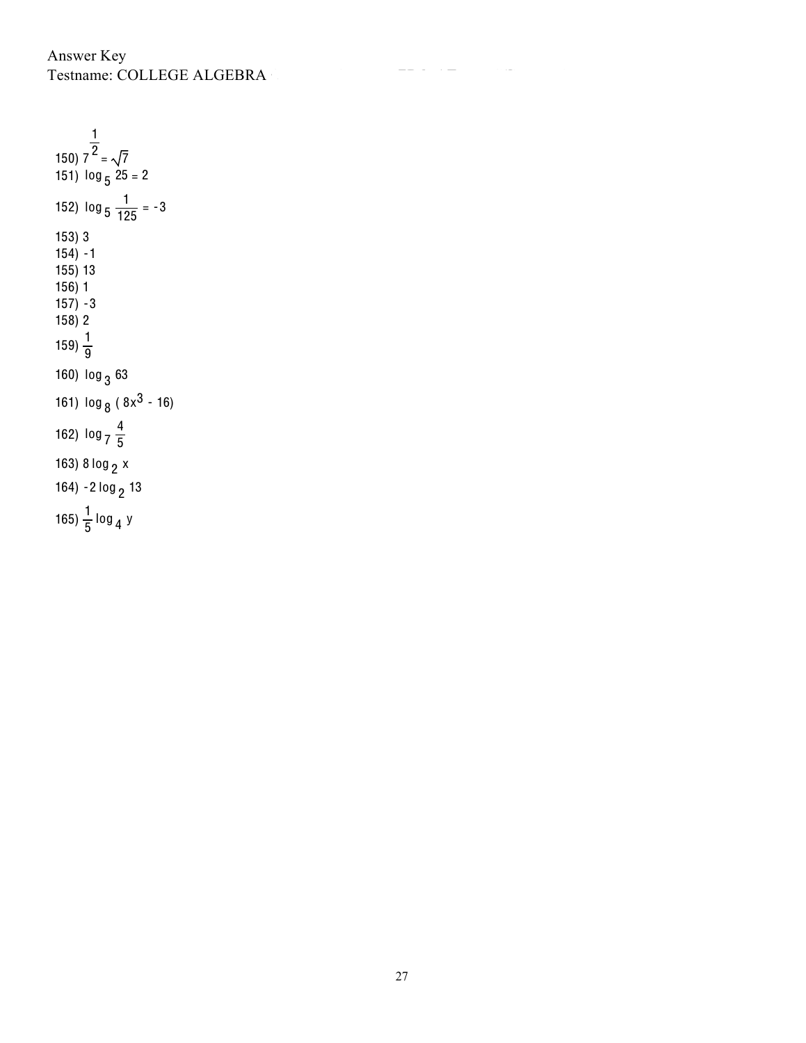Answer Key
Testname: COLLEGE ALGEBRA

150) $7^{\frac{1}{2}} = \sqrt{7}$
151) $\log_5 25 = 2$
152) $\log_5 \frac{1}{125} = -3$
153) 3
154) -1
155) 13
156) 1
157) -3
158) 2
159) $\frac{1}{9}$
160) $\log_3 63$
161) $\log_8 (8x^3 - 16)$
162) $\log_7 \frac{4}{5}$
163) $8 \log_2 x$
164) $-2 \log_2 13$
165) $\frac{1}{5} \log_4 y$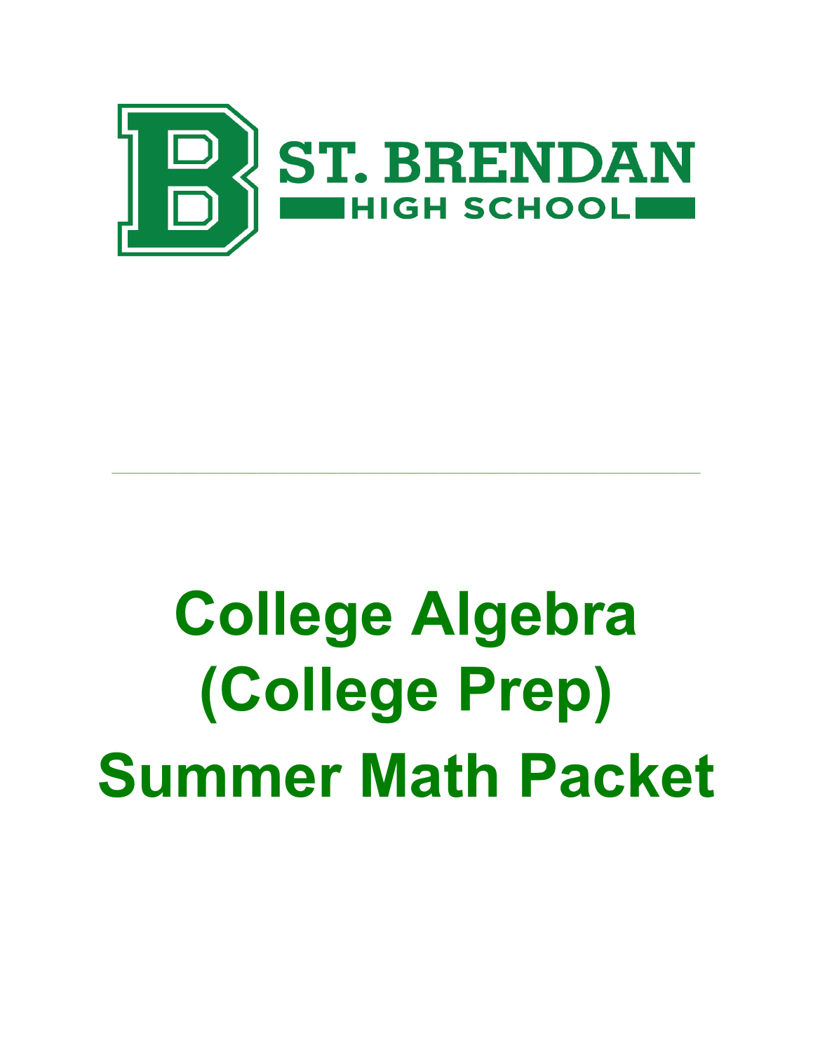ST. BRENDAN

HIGH SCHOOL

# College Algebra (College Prep) Summer Math Packet